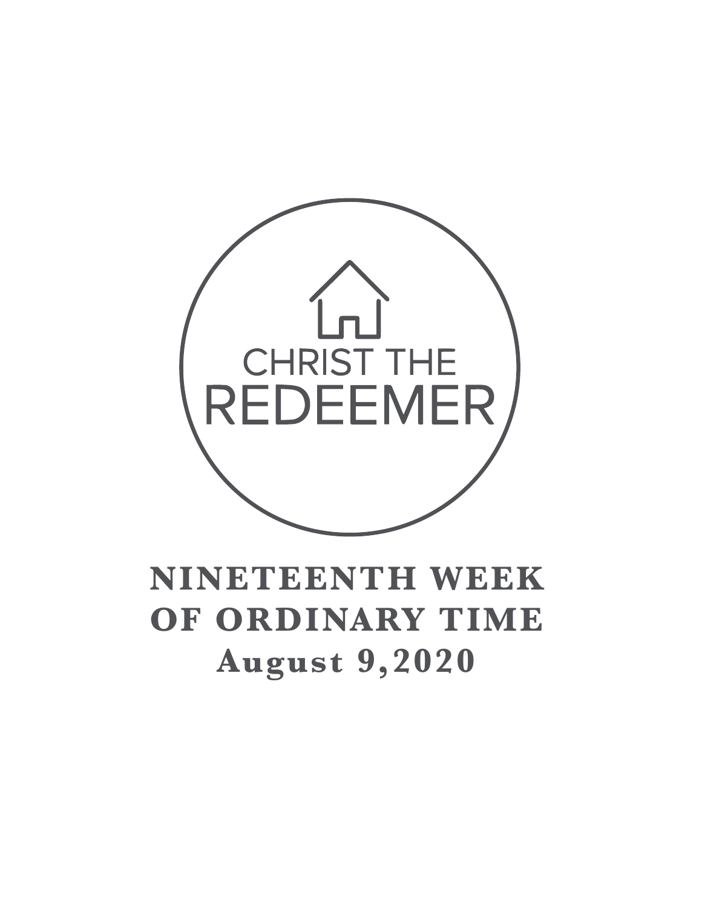CHRIST THE REDEEMER

# NINETEENTH WEEK OF ORDINARY TIME

## August 9,2020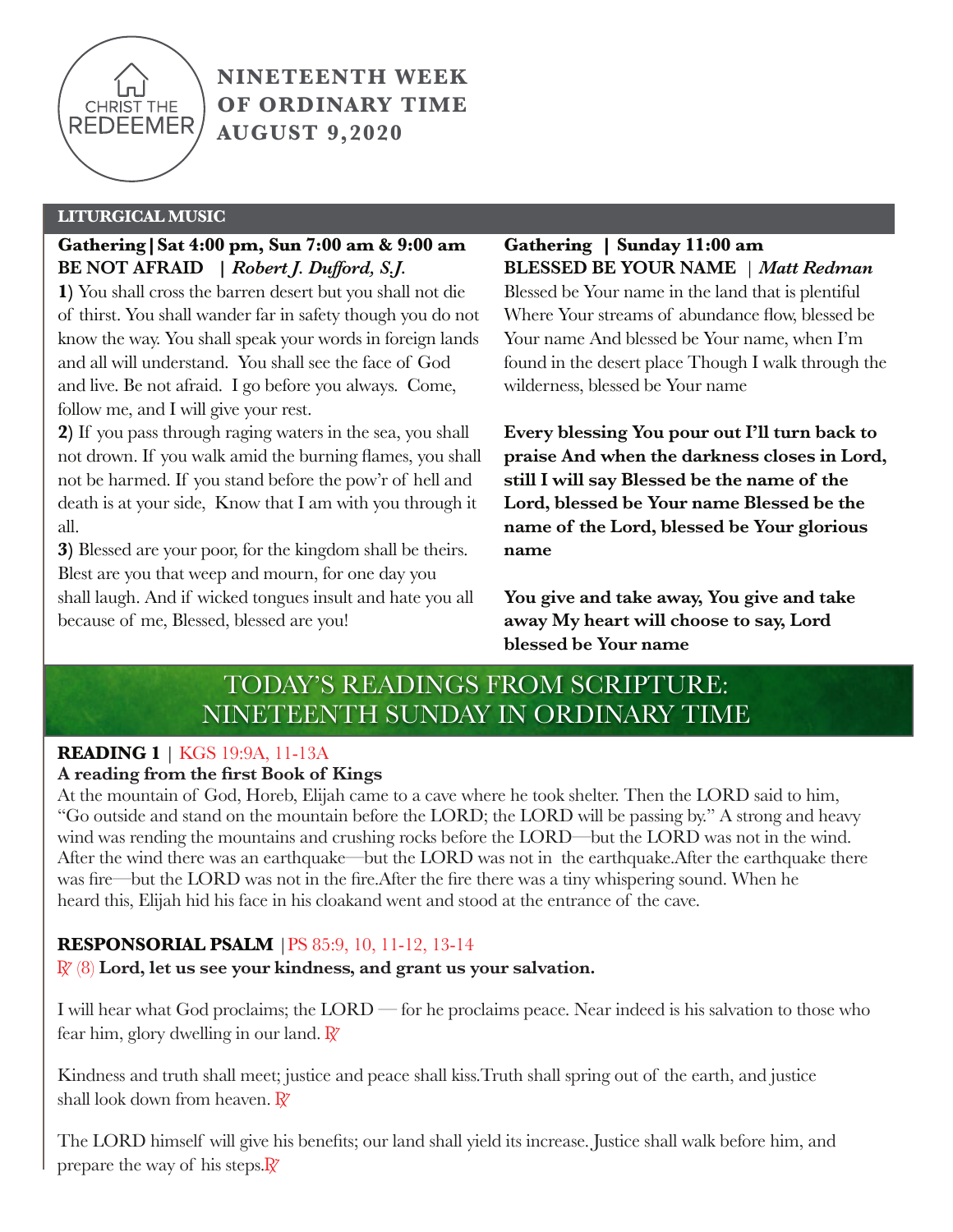# NINETEENTH WEEK OF ORDINARY TIME AUGUST 9,2020

CHRIST THE REDEEMER

## LITURGICAL MUSIC

**Gathering | Sat 4:00 pm, Sun 7:00 am & 9:00 am**
**BE NOT AFRAID | *Robert J. Dufford, S.J.***

**1)** You shall cross the barren desert but you shall not die of thirst. You shall wander far in safety though you do not know the way. You shall speak your words in foreign lands and all will understand. You shall see the face of God and live. Be not afraid. I go before you always. Come, follow me, and I will give your rest.

**2)** If you pass through raging waters in the sea, you shall not drown. If you walk amid the burning flames, you shall not be harmed. If you stand before the pow'r of hell and death is at your side, Know that I am with you through it all.

**3)** Blessed are your poor, for the kingdom shall be theirs. Blest are you that weep and mourn, for one day you shall laugh. And if wicked tongues insult and hate you all because of me, Blessed, blessed are you!

**Gathering | Sunday 11:00 am**
**BLESSED BE YOUR NAME | *Matt Redman***

Blessed be Your name in the land that is plentiful Where Your streams of abundance flow, blessed be Your name And blessed be Your name, when I'm found in the desert place Though I walk through the wilderness, blessed be Your name

**Every blessing You pour out I'll turn back to praise And when the darkness closes in Lord, still I will say Blessed be the name of the Lord, blessed be Your name Blessed be the name of the Lord, blessed be Your glorious name**

**You give and take away, You give and take away My heart will choose to say, Lord blessed be Your name**

## TODAY'S READINGS FROM SCRIPTURE: NINETEENTH SUNDAY IN ORDINARY TIME

**READING 1** | KGS 19:9A, 11-13A

**A reading from the first Book of Kings**

At the mountain of God, Horeb, Elijah came to a cave where he took shelter. Then the LORD said to him, "Go outside and stand on the mountain before the LORD; the LORD will be passing by." A strong and heavy wind was rending the mountains and crushing rocks before the LORD—but the LORD was not in the wind. After the wind there was an earthquake—but the LORD was not in the earthquake.After the earthquake there was fire—but the LORD was not in the fire.After the fire there was a tiny whispering sound. When he heard this, Elijah hid his face in his cloakand went and stood at the entrance of the cave.

**RESPONSORIAL PSALM** | PS 85:9, 10, 11-12, 13-14

℟ (8) **Lord, let us see your kindness, and grant us your salvation.**

I will hear what God proclaims; the LORD — for he proclaims peace. Near indeed is his salvation to those who fear him, glory dwelling in our land. ℟

Kindness and truth shall meet; justice and peace shall kiss.Truth shall spring out of the earth, and justice shall look down from heaven. ℟

The LORD himself will give his benefits; our land shall yield its increase. Justice shall walk before him, and prepare the way of his steps.℟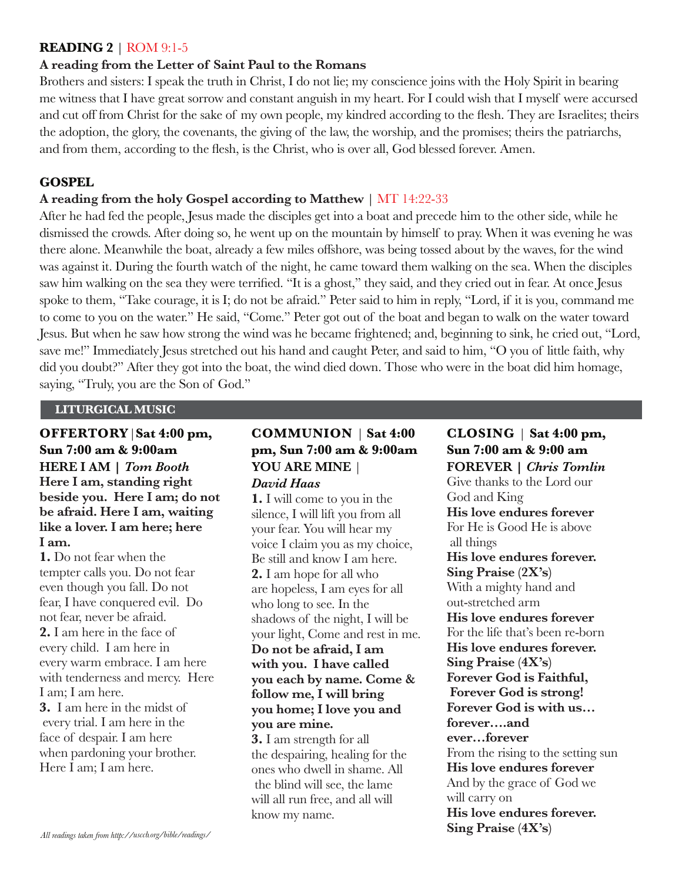## READING 2 | ROM 9:1-5

**A reading from the Letter of Saint Paul to the Romans**

Brothers and sisters: I speak the truth in Christ, I do not lie; my conscience joins with the Holy Spirit in bearing me witness that I have great sorrow and constant anguish in my heart. For I could wish that I myself were accursed and cut off from Christ for the sake of my own people, my kindred according to the flesh. They are Israelites; theirs the adoption, the glory, the covenants, the giving of the law, the worship, and the promises; theirs the patriarchs, and from them, according to the flesh, is the Christ, who is over all, God blessed forever. Amen.

## GOSPEL

**A reading from the holy Gospel according to Matthew** | MT 14:22-33

After he had fed the people, Jesus made the disciples get into a boat and precede him to the other side, while he dismissed the crowds. After doing so, he went up on the mountain by himself to pray. When it was evening he was there alone. Meanwhile the boat, already a few miles offshore, was being tossed about by the waves, for the wind was against it. During the fourth watch of the night, he came toward them walking on the sea. When the disciples saw him walking on the sea they were terrified. "It is a ghost," they said, and they cried out in fear. At once Jesus spoke to them, "Take courage, it is I; do not be afraid." Peter said to him in reply, "Lord, if it is you, command me to come to you on the water." He said, "Come." Peter got out of the boat and began to walk on the water toward Jesus. But when he saw how strong the wind was he became frightened; and, beginning to sink, he cried out, "Lord, save me!" Immediately Jesus stretched out his hand and caught Peter, and said to him, "O you of little faith, why did you doubt?" After they got into the boat, the wind died down. Those who were in the boat did him homage, saying, "Truly, you are the Son of God."

## LITURGICAL MUSIC

**OFFERTORY | Sat 4:00 pm, Sun 7:00 am & 9:00am**
**HERE I AM |** ***Tom Booth***

**Here I am, standing right beside you. Here I am; do not be afraid. Here I am, waiting like a lover. I am here; here I am.**

**1.** Do not fear when the tempter calls you. Do not fear even though you fall. Do not fear, I have conquered evil. Do not fear, never be afraid.

**2.** I am here in the face of every child. I am here in every warm embrace. I am here with tenderness and mercy. Here I am; I am here.

**3.** I am here in the midst of every trial. I am here in the face of despair. I am here when pardoning your brother. Here I am; I am here.

**COMMUNION | Sat 4:00 pm, Sun 7:00 am & 9:00am**
**YOU ARE MINE |** ***David Haas***

**1.** I will come to you in the silence, I will lift you from all your fear. You will hear my voice I claim you as my choice, Be still and know I am here.

**2.** I am hope for all who are hopeless, I am eyes for all who long to see. In the shadows of the night, I will be your light, Come and rest in me.

**Do not be afraid, I am with you. I have called you each by name. Come & follow me, I will bring you home; I love you and you are mine.**

**3.** I am strength for all the despairing, healing for the ones who dwell in shame. All the blind will see, the lame will all run free, and all will know my name.

**CLOSING | Sat 4:00 pm, Sun 7:00 am & 9:00 am**
**FOREVER |** ***Chris Tomlin***

Give thanks to the Lord our God and King
**His love endures forever**
For He is Good He is above all things
**His love endures forever.**
**Sing Praise (2X's)**
With a mighty hand and out-stretched arm
**His love endures forever**
For the life that's been re-born
**His love endures forever.**
**Sing Praise (4X's)**
**Forever God is Faithful,**
**Forever God is strong!**
**Forever God is with us… forever….and ever…forever**
From the rising to the setting sun
**His love endures forever**
And by the grace of God we will carry on
**His love endures forever.**
**Sing Praise (4X's)**

*All readings taken from http://usccb.org/bible/readings/*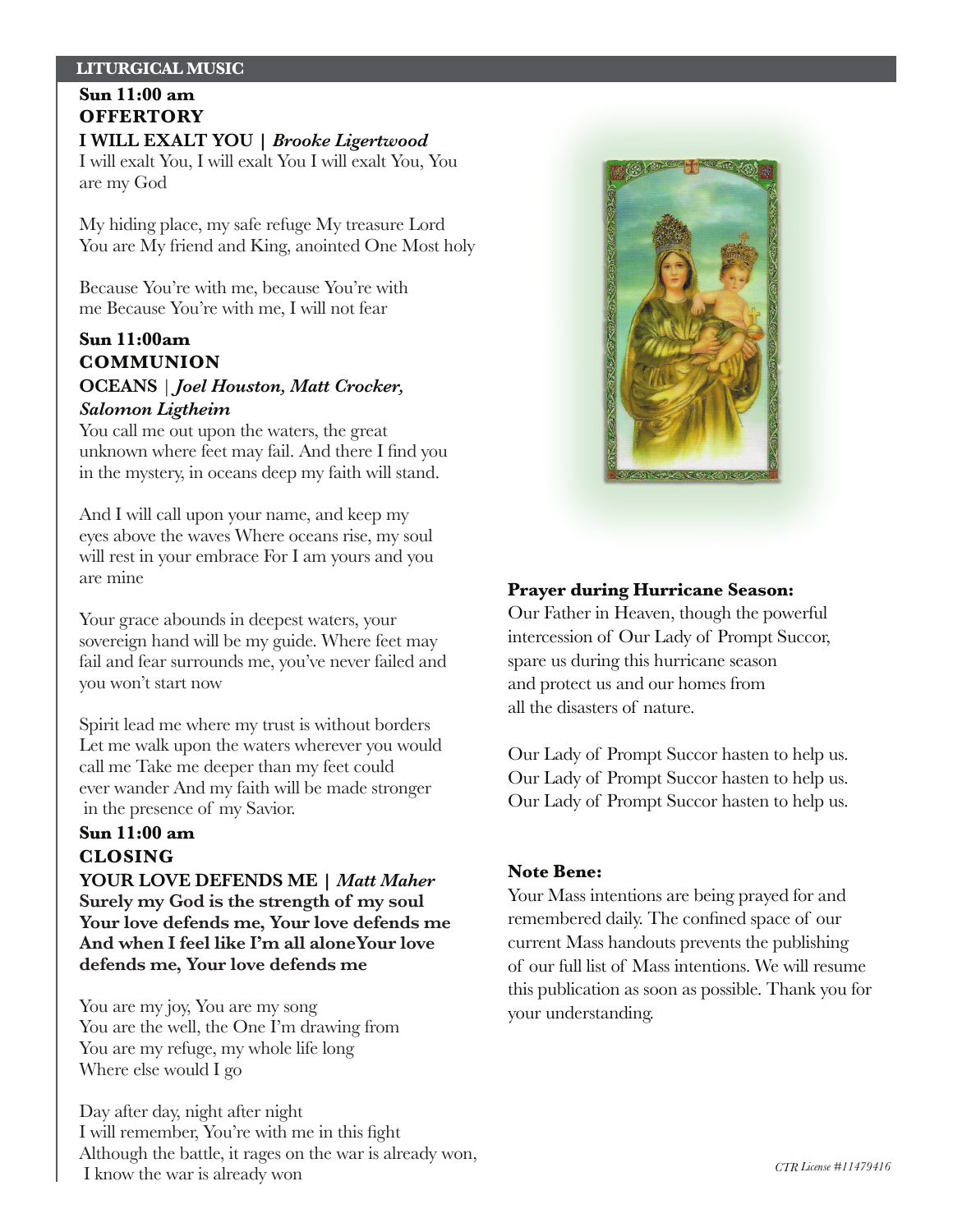## LITURGICAL MUSIC

**Sun 11:00 am**
**OFFERTORY**
**I WILL EXALT YOU |** ***Brooke Ligertwood***

I will exalt You, I will exalt You I will exalt You, You are my God

My hiding place, my safe refuge My treasure Lord You are My friend and King, anointed One Most holy

Because You're with me, because You're with me Because You're with me, I will not fear

**Sun 11:00am**
**COMMUNION**
**OCEANS |** ***Joel Houston, Matt Crocker, Salomon Ligtheim***

You call me out upon the waters, the great unknown where feet may fail. And there I find you in the mystery, in oceans deep my faith will stand.

And I will call upon your name, and keep my eyes above the waves Where oceans rise, my soul will rest in your embrace For I am yours and you are mine

Your grace abounds in deepest waters, your sovereign hand will be my guide. Where feet may fail and fear surrounds me, you've never failed and you won't start now

Spirit lead me where my trust is without borders Let me walk upon the waters wherever you would call me Take me deeper than my feet could ever wander And my faith will be made stronger in the presence of my Savior.

**Sun 11:00 am**
**CLOSING**
**YOUR LOVE DEFENDS ME |** ***Matt Maher***

**Surely my God is the strength of my soul Your love defends me, Your love defends me And when I feel like I'm all aloneYour love defends me, Your love defends me**

You are my joy, You are my song
You are the well, the One I'm drawing from
You are my refuge, my whole life long
Where else would I go

Day after day, night after night
I will remember, You're with me in this fight
Although the battle, it rages on the war is already won,
I know the war is already won

**Prayer during Hurricane Season:**

Our Father in Heaven, though the powerful intercession of Our Lady of Prompt Succor, spare us during this hurricane season and protect us and our homes from all the disasters of nature.

Our Lady of Prompt Succor hasten to help us.
Our Lady of Prompt Succor hasten to help us.
Our Lady of Prompt Succor hasten to help us.

**Note Bene:**

Your Mass intentions are being prayed for and remembered daily. The confined space of our current Mass handouts prevents the publishing of our full list of Mass intentions. We will resume this publication as soon as possible. Thank you for your understanding.

*CTR License #11479416*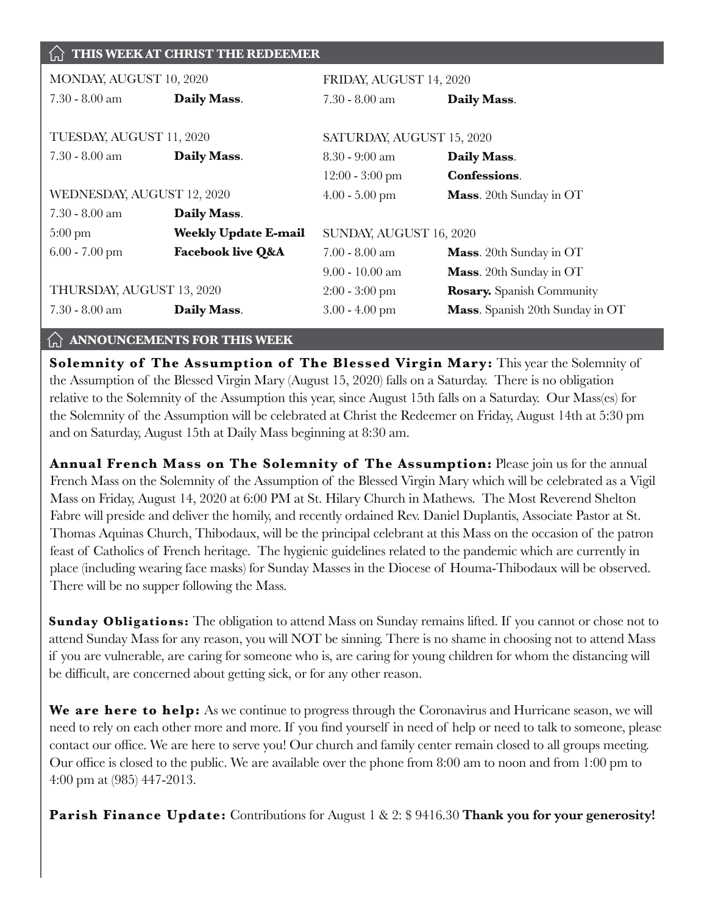## THIS WEEK AT CHRIST THE REDEEMER

MONDAY, AUGUST 10, 2020

| | |
|---|---|
| 7.30 - 8.00 am | **Daily Mass**. |

TUESDAY, AUGUST 11, 2020

| | |
|---|---|
| 7.30 - 8.00 am | **Daily Mass**. |

WEDNESDAY, AUGUST 12, 2020

| | |
|---|---|
| 7.30 - 8.00 am | **Daily Mass**. |
| 5:00 pm | **Weekly Update E-mail** |
| 6.00 - 7.00 pm | **Facebook live Q&A** |

THURSDAY, AUGUST 13, 2020

| | |
|---|---|
| 7.30 - 8.00 am | **Daily Mass**. |

FRIDAY, AUGUST 14, 2020

| | |
|---|---|
| 7.30 - 8.00 am | **Daily Mass**. |

SATURDAY, AUGUST 15, 2020

| | |
|---|---|
| 8.30 - 9:00 am | **Daily Mass**. |
| 12:00 - 3:00 pm | **Confessions**. |
| 4.00 - 5.00 pm | **Mass**. 20th Sunday in OT |

SUNDAY, AUGUST 16, 2020

| | |
|---|---|
| 7.00 - 8.00 am | **Mass**. 20th Sunday in OT |
| 9.00 - 10.00 am | **Mass**. 20th Sunday in OT |
| 2:00 - 3:00 pm | **Rosary.** Spanish Community |
| 3.00 - 4.00 pm | **Mass**. Spanish 20th Sunday in OT |

## ANNOUNCEMENTS FOR THIS WEEK

**Solemnity of The Assumption of The Blessed Virgin Mary:** This year the Solemnity of the Assumption of the Blessed Virgin Mary (August 15, 2020) falls on a Saturday. There is no obligation relative to the Solemnity of the Assumption this year, since August 15th falls on a Saturday. Our Mass(es) for the Solemnity of the Assumption will be celebrated at Christ the Redeemer on Friday, August 14th at 5:30 pm and on Saturday, August 15th at Daily Mass beginning at 8:30 am.

**Annual French Mass on The Solemnity of The Assumption:** Please join us for the annual French Mass on the Solemnity of the Assumption of the Blessed Virgin Mary which will be celebrated as a Vigil Mass on Friday, August 14, 2020 at 6:00 PM at St. Hilary Church in Mathews. The Most Reverend Shelton Fabre will preside and deliver the homily, and recently ordained Rev. Daniel Duplantis, Associate Pastor at St. Thomas Aquinas Church, Thibodaux, will be the principal celebrant at this Mass on the occasion of the patron feast of Catholics of French heritage. The hygienic guidelines related to the pandemic which are currently in place (including wearing face masks) for Sunday Masses in the Diocese of Houma-Thibodaux will be observed. There will be no supper following the Mass.

**Sunday Obligations:** The obligation to attend Mass on Sunday remains lifted. If you cannot or chose not to attend Sunday Mass for any reason, you will NOT be sinning. There is no shame in choosing not to attend Mass if you are vulnerable, are caring for someone who is, are caring for young children for whom the distancing will be difficult, are concerned about getting sick, or for any other reason.

**We are here to help:** As we continue to progress through the Coronavirus and Hurricane season, we will need to rely on each other more and more. If you find yourself in need of help or need to talk to someone, please contact our office. We are here to serve you! Our church and family center remain closed to all groups meeting. Our office is closed to the public. We are available over the phone from 8:00 am to noon and from 1:00 pm to 4:00 pm at (985) 447-2013.

**Parish Finance Update:** Contributions for August 1 & 2: $ 9416.30 **Thank you for your generosity!**